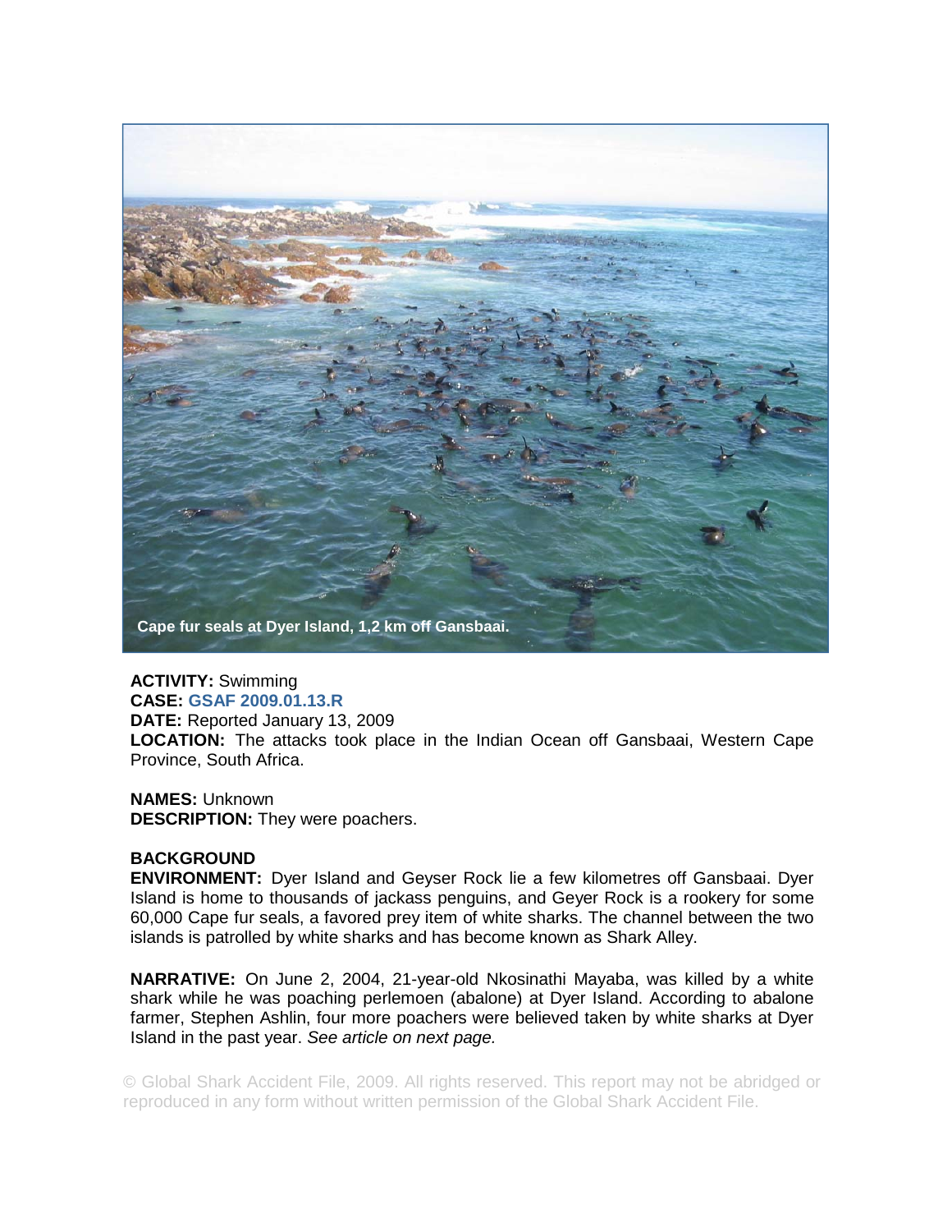Cape fur seals at Dyer Island, 1,2 km off Gansbaai.

**ACTIVITY:** Swimming
**CASE:** **GSAF 2009.01.13.R**
**DATE:** Reported January 13, 2009
**LOCATION:** The attacks took place in the Indian Ocean off Gansbaai, Western Cape Province, South Africa.

**NAMES:** Unknown
**DESCRIPTION:** They were poachers.

**BACKGROUND**
**ENVIRONMENT:** Dyer Island and Geyser Rock lie a few kilometres off Gansbaai. Dyer Island is home to thousands of jackass penguins, and Geyer Rock is a rookery for some 60,000 Cape fur seals, a favored prey item of white sharks. The channel between the two islands is patrolled by white sharks and has become known as Shark Alley.

**NARRATIVE:** On June 2, 2004, 21-year-old Nkosinathi Mayaba, was killed by a white shark while he was poaching perlemoen (abalone) at Dyer Island. According to abalone farmer, Stephen Ashlin, four more poachers were believed taken by white sharks at Dyer Island in the past year. *See article on next page.*

© Global Shark Accident File, 2009. All rights reserved. This report may not be abridged or reproduced in any form without written permission of the Global Shark Accident File.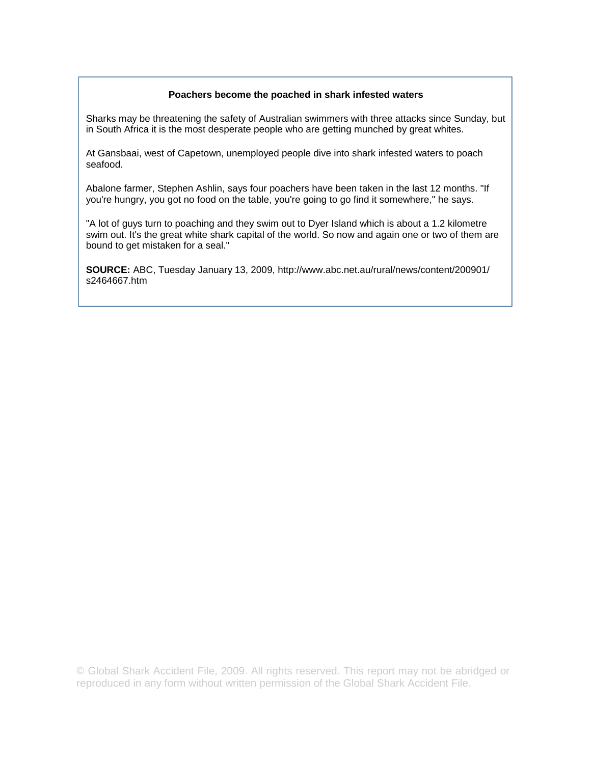**Poachers become the poached in shark infested waters**

Sharks may be threatening the safety of Australian swimmers with three attacks since Sunday, but in South Africa it is the most desperate people who are getting munched by great whites.

At Gansbaai, west of Capetown, unemployed people dive into shark infested waters to poach seafood.

Abalone farmer, Stephen Ashlin, says four poachers have been taken in the last 12 months. "If you're hungry, you got no food on the table, you're going to go find it somewhere," he says.

"A lot of guys turn to poaching and they swim out to Dyer Island which is about a 1.2 kilometre swim out. It's the great white shark capital of the world. So now and again one or two of them are bound to get mistaken for a seal."

**SOURCE:** ABC, Tuesday January 13, 2009, http://www.abc.net.au/rural/news/content/200901/s2464667.htm

© Global Shark Accident File, 2009. All rights reserved. This report may not be abridged or reproduced in any form without written permission of the Global Shark Accident File.